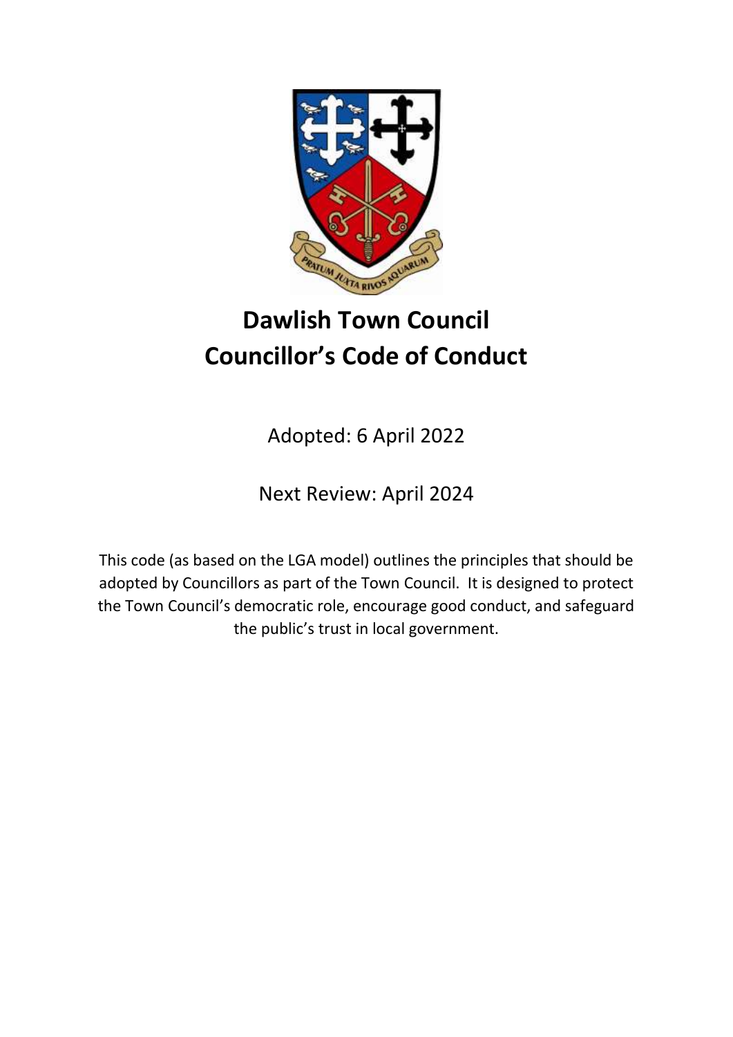# Dawlish Town Council
# Councillor's Code of Conduct

Adopted: 6 April 2022

Next Review: April 2024

This code (as based on the LGA model) outlines the principles that should be adopted by Councillors as part of the Town Council. It is designed to protect the Town Council's democratic role, encourage good conduct, and safeguard the public's trust in local government.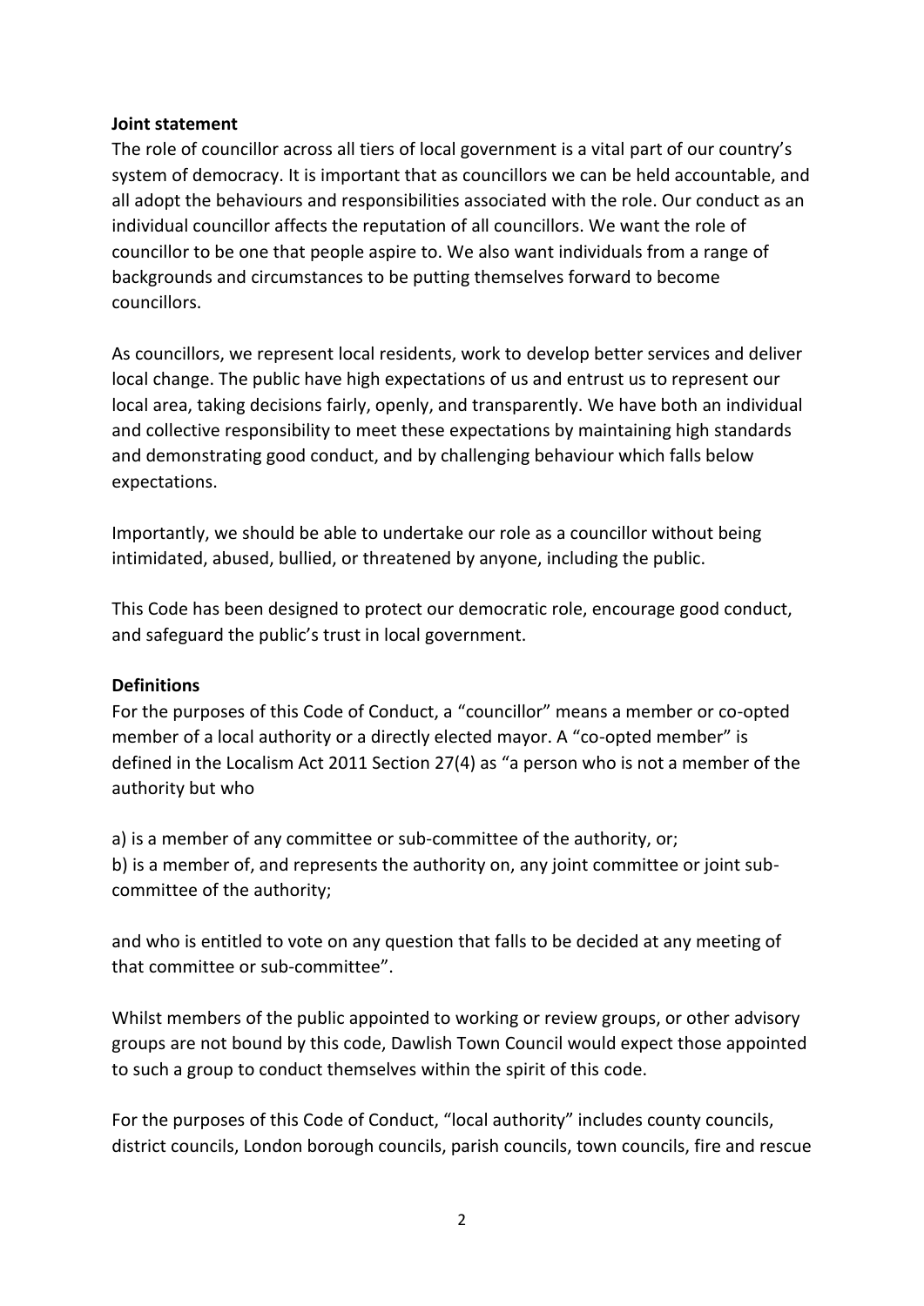**Joint statement**

The role of councillor across all tiers of local government is a vital part of our country's system of democracy. It is important that as councillors we can be held accountable, and all adopt the behaviours and responsibilities associated with the role. Our conduct as an individual councillor affects the reputation of all councillors. We want the role of councillor to be one that people aspire to. We also want individuals from a range of backgrounds and circumstances to be putting themselves forward to become councillors.

As councillors, we represent local residents, work to develop better services and deliver local change. The public have high expectations of us and entrust us to represent our local area, taking decisions fairly, openly, and transparently. We have both an individual and collective responsibility to meet these expectations by maintaining high standards and demonstrating good conduct, and by challenging behaviour which falls below expectations.

Importantly, we should be able to undertake our role as a councillor without being intimidated, abused, bullied, or threatened by anyone, including the public.

This Code has been designed to protect our democratic role, encourage good conduct, and safeguard the public's trust in local government.

**Definitions**

For the purposes of this Code of Conduct, a "councillor" means a member or co-opted member of a local authority or a directly elected mayor. A "co-opted member" is defined in the Localism Act 2011 Section 27(4) as "a person who is not a member of the authority but who

a) is a member of any committee or sub-committee of the authority, or;
b) is a member of, and represents the authority on, any joint committee or joint sub-committee of the authority;

and who is entitled to vote on any question that falls to be decided at any meeting of that committee or sub-committee".

Whilst members of the public appointed to working or review groups, or other advisory groups are not bound by this code, Dawlish Town Council would expect those appointed to such a group to conduct themselves within the spirit of this code.

For the purposes of this Code of Conduct, "local authority" includes county councils, district councils, London borough councils, parish councils, town councils, fire and rescue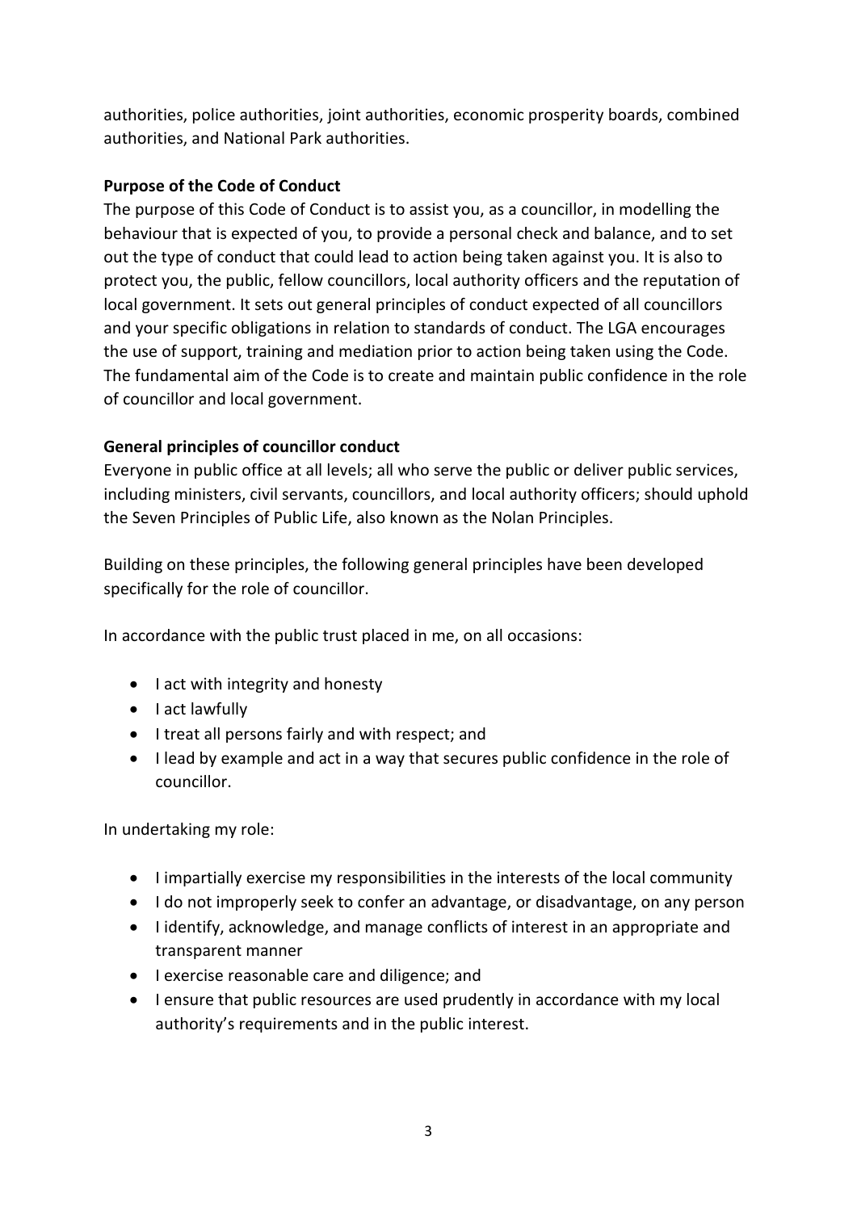authorities, police authorities, joint authorities, economic prosperity boards, combined authorities, and National Park authorities.

**Purpose of the Code of Conduct**

The purpose of this Code of Conduct is to assist you, as a councillor, in modelling the behaviour that is expected of you, to provide a personal check and balance, and to set out the type of conduct that could lead to action being taken against you. It is also to protect you, the public, fellow councillors, local authority officers and the reputation of local government. It sets out general principles of conduct expected of all councillors and your specific obligations in relation to standards of conduct. The LGA encourages the use of support, training and mediation prior to action being taken using the Code. The fundamental aim of the Code is to create and maintain public confidence in the role of councillor and local government.

**General principles of councillor conduct**

Everyone in public office at all levels; all who serve the public or deliver public services, including ministers, civil servants, councillors, and local authority officers; should uphold the Seven Principles of Public Life, also known as the Nolan Principles.

Building on these principles, the following general principles have been developed specifically for the role of councillor.

In accordance with the public trust placed in me, on all occasions:

- I act with integrity and honesty
- I act lawfully
- I treat all persons fairly and with respect; and
- I lead by example and act in a way that secures public confidence in the role of councillor.

In undertaking my role:

- I impartially exercise my responsibilities in the interests of the local community
- I do not improperly seek to confer an advantage, or disadvantage, on any person
- I identify, acknowledge, and manage conflicts of interest in an appropriate and transparent manner
- I exercise reasonable care and diligence; and
- I ensure that public resources are used prudently in accordance with my local authority's requirements and in the public interest.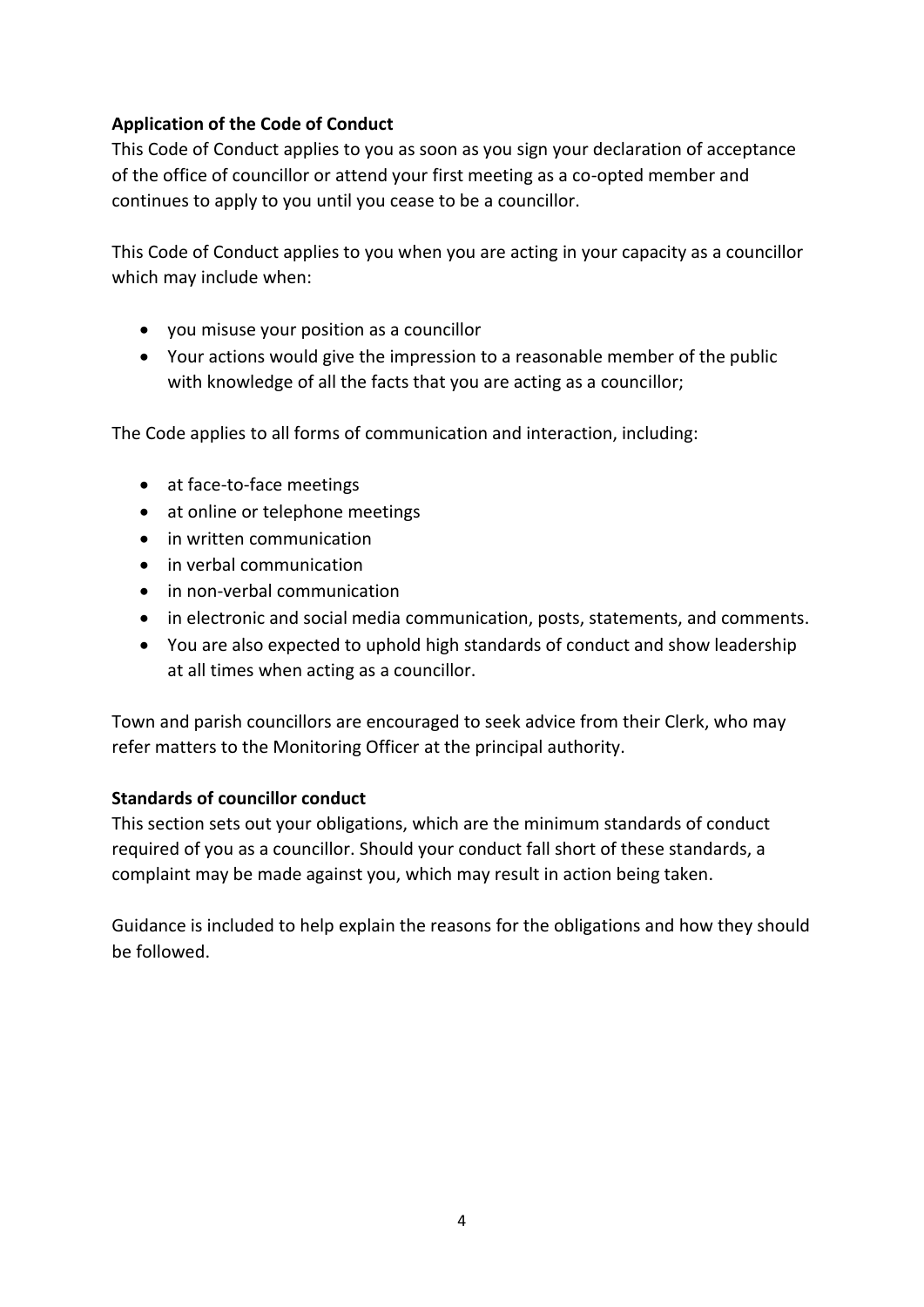**Application of the Code of Conduct**

This Code of Conduct applies to you as soon as you sign your declaration of acceptance of the office of councillor or attend your first meeting as a co-opted member and continues to apply to you until you cease to be a councillor.

This Code of Conduct applies to you when you are acting in your capacity as a councillor which may include when:

- you misuse your position as a councillor
- Your actions would give the impression to a reasonable member of the public with knowledge of all the facts that you are acting as a councillor;

The Code applies to all forms of communication and interaction, including:

- at face-to-face meetings
- at online or telephone meetings
- in written communication
- in verbal communication
- in non-verbal communication
- in electronic and social media communication, posts, statements, and comments.
- You are also expected to uphold high standards of conduct and show leadership at all times when acting as a councillor.

Town and parish councillors are encouraged to seek advice from their Clerk, who may refer matters to the Monitoring Officer at the principal authority.

**Standards of councillor conduct**

This section sets out your obligations, which are the minimum standards of conduct required of you as a councillor. Should your conduct fall short of these standards, a complaint may be made against you, which may result in action being taken.

Guidance is included to help explain the reasons for the obligations and how they should be followed.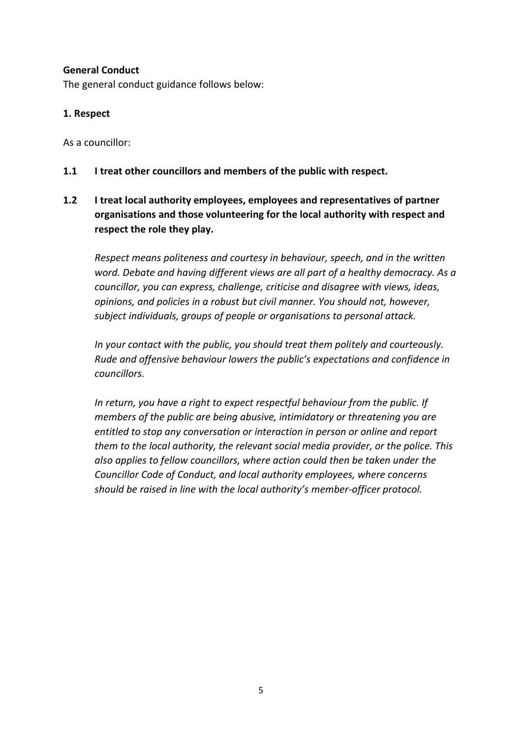**General Conduct**

The general conduct guidance follows below:

**1. Respect**

As a councillor:

**1.1 I treat other councillors and members of the public with respect.**

**1.2 I treat local authority employees, employees and representatives of partner organisations and those volunteering for the local authority with respect and respect the role they play.**

*Respect means politeness and courtesy in behaviour, speech, and in the written word. Debate and having different views are all part of a healthy democracy. As a councillor, you can express, challenge, criticise and disagree with views, ideas, opinions, and policies in a robust but civil manner. You should not, however, subject individuals, groups of people or organisations to personal attack.*

*In your contact with the public, you should treat them politely and courteously. Rude and offensive behaviour lowers the public's expectations and confidence in councillors.*

*In return, you have a right to expect respectful behaviour from the public. If members of the public are being abusive, intimidatory or threatening you are entitled to stop any conversation or interaction in person or online and report them to the local authority, the relevant social media provider, or the police. This also applies to fellow councillors, where action could then be taken under the Councillor Code of Conduct, and local authority employees, where concerns should be raised in line with the local authority's member-officer protocol.*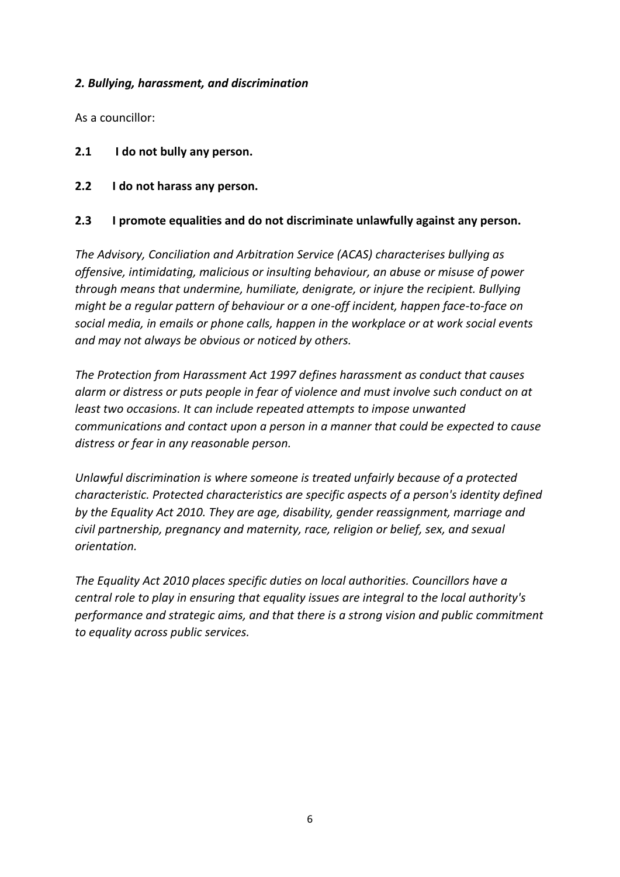## *2. Bullying, harassment, and discrimination*

As a councillor:

**2.1 I do not bully any person.**

**2.2 I do not harass any person.**

**2.3 I promote equalities and do not discriminate unlawfully against any person.**

*The Advisory, Conciliation and Arbitration Service (ACAS) characterises bullying as offensive, intimidating, malicious or insulting behaviour, an abuse or misuse of power through means that undermine, humiliate, denigrate, or injure the recipient. Bullying might be a regular pattern of behaviour or a one-off incident, happen face-to-face on social media, in emails or phone calls, happen in the workplace or at work social events and may not always be obvious or noticed by others.*

*The Protection from Harassment Act 1997 defines harassment as conduct that causes alarm or distress or puts people in fear of violence and must involve such conduct on at least two occasions. It can include repeated attempts to impose unwanted communications and contact upon a person in a manner that could be expected to cause distress or fear in any reasonable person.*

*Unlawful discrimination is where someone is treated unfairly because of a protected characteristic. Protected characteristics are specific aspects of a person's identity defined by the Equality Act 2010. They are age, disability, gender reassignment, marriage and civil partnership, pregnancy and maternity, race, religion or belief, sex, and sexual orientation.*

*The Equality Act 2010 places specific duties on local authorities. Councillors have a central role to play in ensuring that equality issues are integral to the local authority's performance and strategic aims, and that there is a strong vision and public commitment to equality across public services.*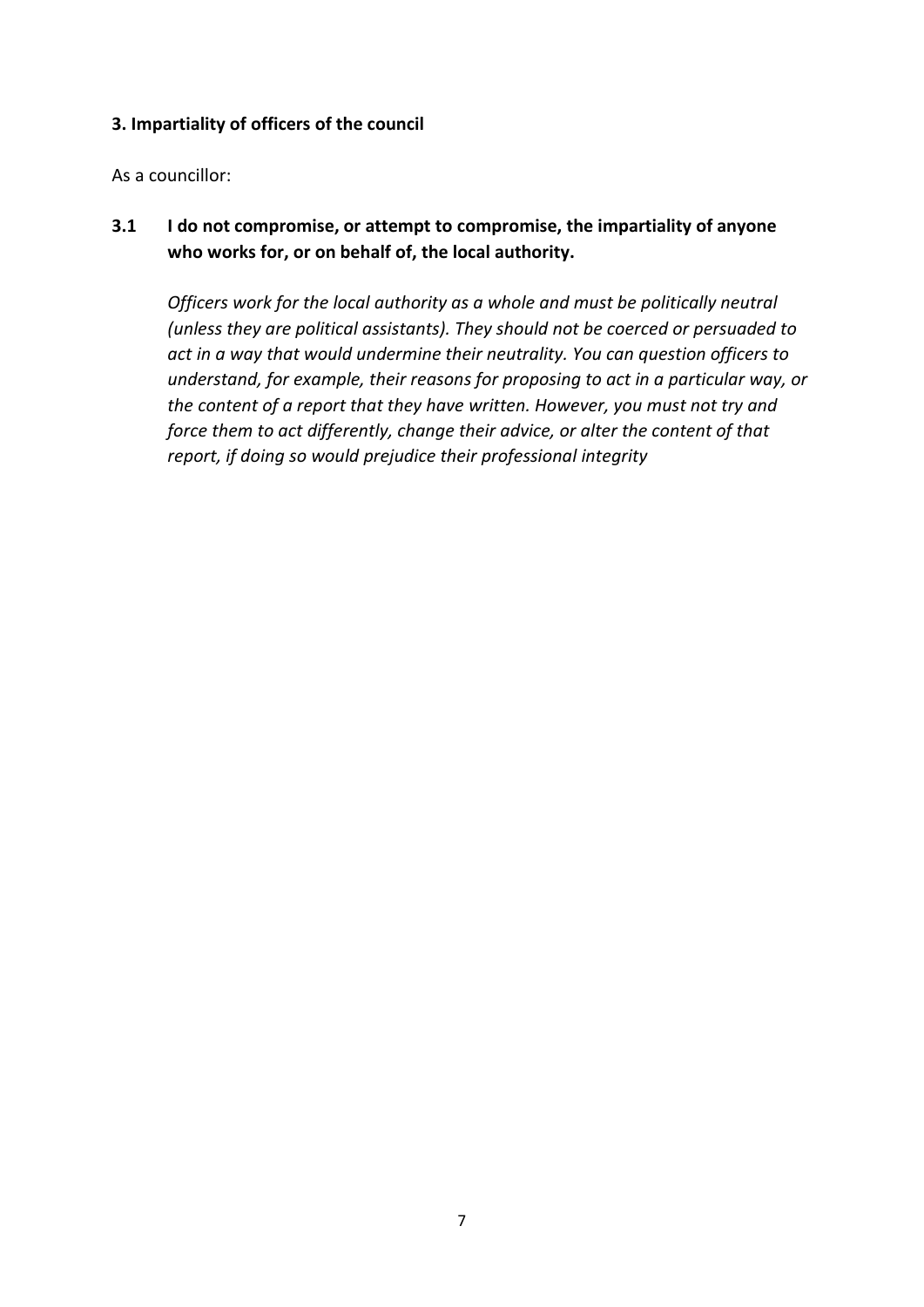### 3. Impartiality of officers of the council

As a councillor:

**3.1 I do not compromise, or attempt to compromise, the impartiality of anyone who works for, or on behalf of, the local authority.**

*Officers work for the local authority as a whole and must be politically neutral (unless they are political assistants). They should not be coerced or persuaded to act in a way that would undermine their neutrality. You can question officers to understand, for example, their reasons for proposing to act in a particular way, or the content of a report that they have written. However, you must not try and force them to act differently, change their advice, or alter the content of that report, if doing so would prejudice their professional integrity*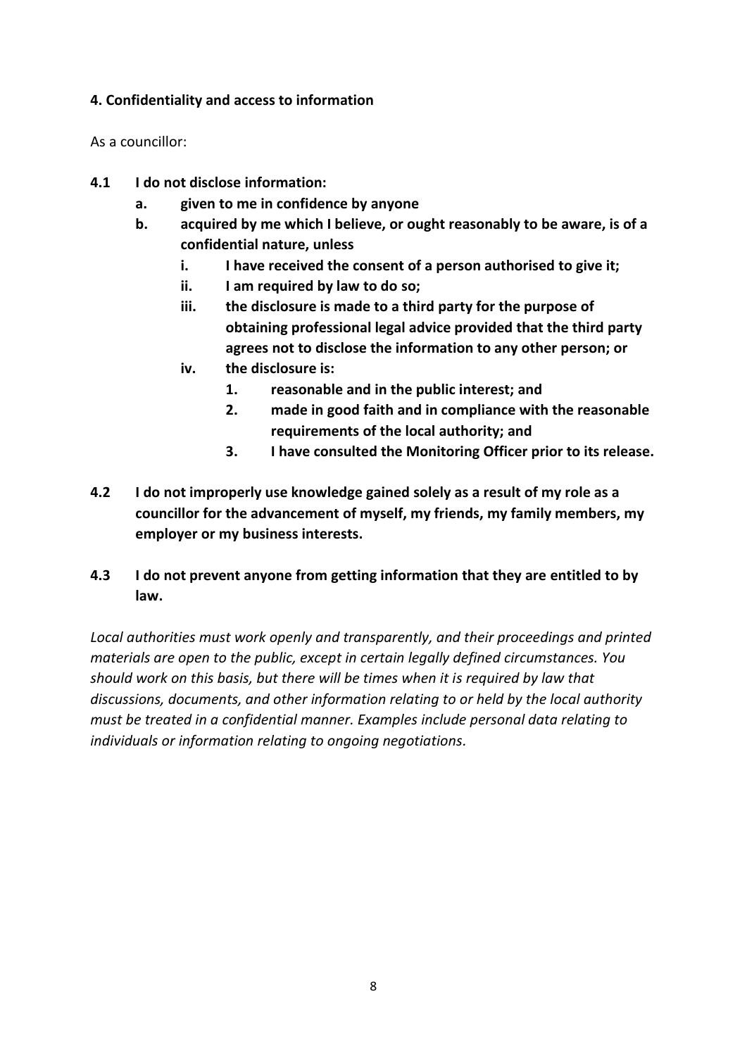### 4. Confidentiality and access to information

As a councillor:

**4.1 I do not disclose information:**

- **a. given to me in confidence by anyone**
- **b. acquired by me which I believe, or ought reasonably to be aware, is of a confidential nature, unless**
    - **i. I have received the consent of a person authorised to give it;**
    - **ii. I am required by law to do so;**
    - **iii. the disclosure is made to a third party for the purpose of obtaining professional legal advice provided that the third party agrees not to disclose the information to any other person; or**
    - **iv. the disclosure is:**
        - **1. reasonable and in the public interest; and**
        - **2. made in good faith and in compliance with the reasonable requirements of the local authority; and**
        - **3. I have consulted the Monitoring Officer prior to its release.**

**4.2 I do not improperly use knowledge gained solely as a result of my role as a councillor for the advancement of myself, my friends, my family members, my employer or my business interests.**

**4.3 I do not prevent anyone from getting information that they are entitled to by law.**

*Local authorities must work openly and transparently, and their proceedings and printed materials are open to the public, except in certain legally defined circumstances. You should work on this basis, but there will be times when it is required by law that discussions, documents, and other information relating to or held by the local authority must be treated in a confidential manner. Examples include personal data relating to individuals or information relating to ongoing negotiations.*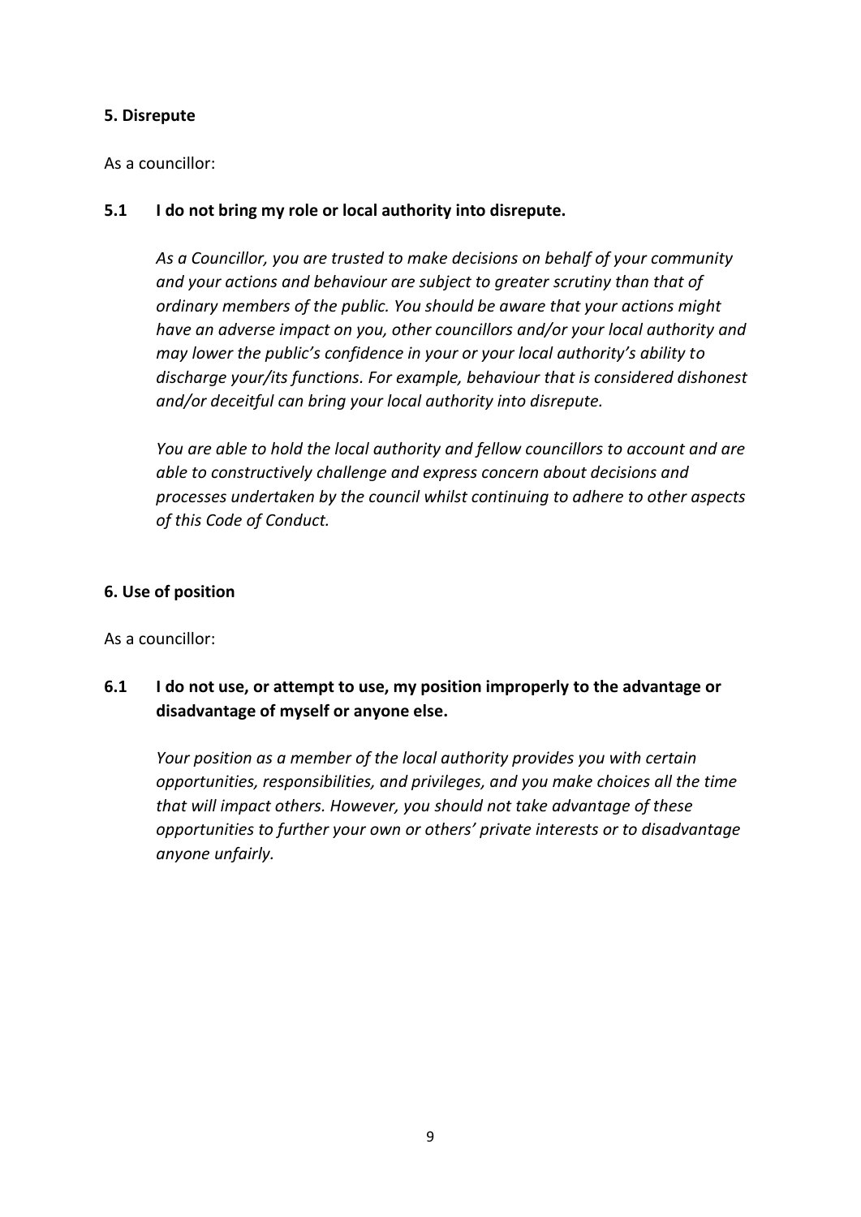## 5. Disrepute

As a councillor:

**5.1 I do not bring my role or local authority into disrepute.**

*As a Councillor, you are trusted to make decisions on behalf of your community and your actions and behaviour are subject to greater scrutiny than that of ordinary members of the public. You should be aware that your actions might have an adverse impact on you, other councillors and/or your local authority and may lower the public's confidence in your or your local authority's ability to discharge your/its functions. For example, behaviour that is considered dishonest and/or deceitful can bring your local authority into disrepute.*

*You are able to hold the local authority and fellow councillors to account and are able to constructively challenge and express concern about decisions and processes undertaken by the council whilst continuing to adhere to other aspects of this Code of Conduct.*

## 6. Use of position

As a councillor:

**6.1 I do not use, or attempt to use, my position improperly to the advantage or disadvantage of myself or anyone else.**

*Your position as a member of the local authority provides you with certain opportunities, responsibilities, and privileges, and you make choices all the time that will impact others. However, you should not take advantage of these opportunities to further your own or others' private interests or to disadvantage anyone unfairly.*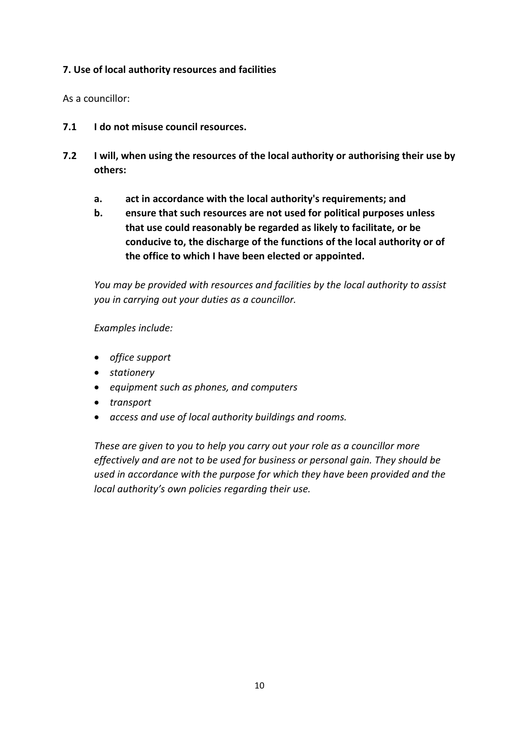**7. Use of local authority resources and facilities**

As a councillor:

**7.1 I do not misuse council resources.**

**7.2 I will, when using the resources of the local authority or authorising their use by others:**

**a. act in accordance with the local authority's requirements; and**

**b. ensure that such resources are not used for political purposes unless that use could reasonably be regarded as likely to facilitate, or be conducive to, the discharge of the functions of the local authority or of the office to which I have been elected or appointed.**

*You may be provided with resources and facilities by the local authority to assist you in carrying out your duties as a councillor.*

*Examples include:*

- *office support*
- *stationery*
- *equipment such as phones, and computers*
- *transport*
- *access and use of local authority buildings and rooms.*

*These are given to you to help you carry out your role as a councillor more effectively and are not to be used for business or personal gain. They should be used in accordance with the purpose for which they have been provided and the local authority's own policies regarding their use.*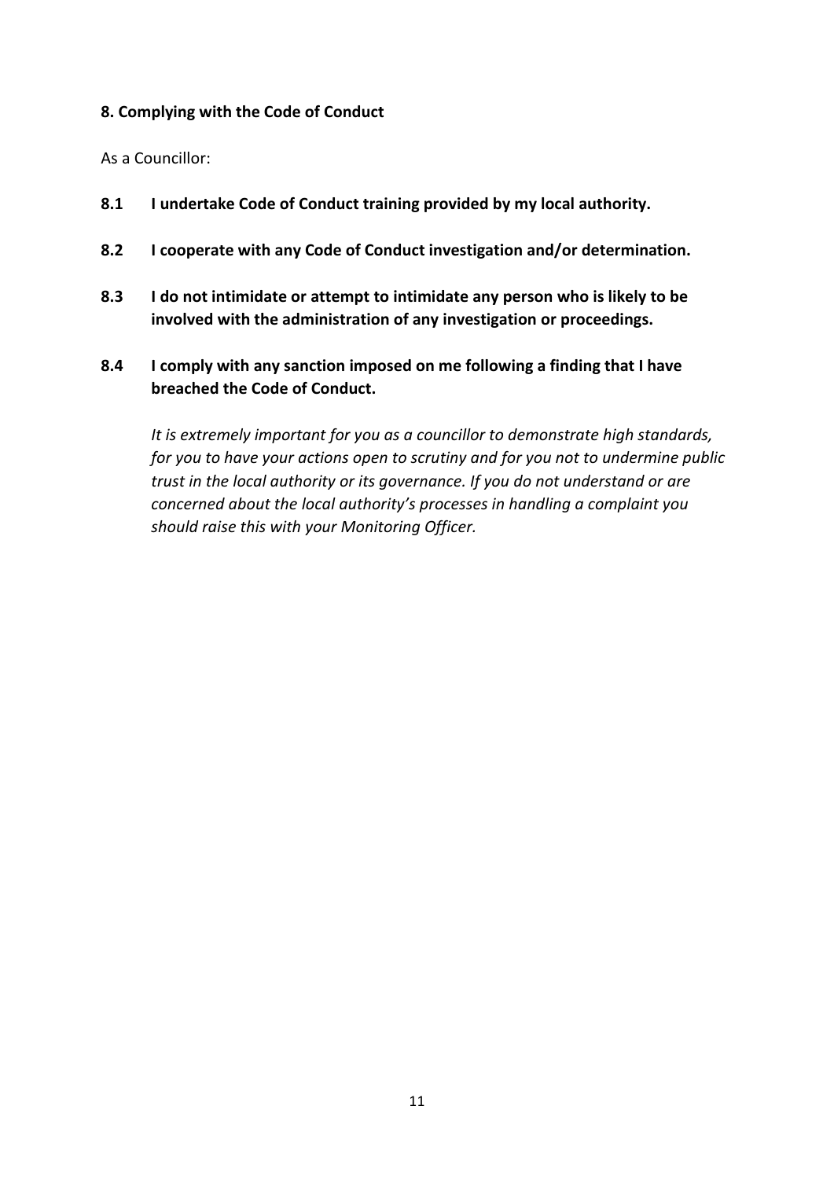## 8. Complying with the Code of Conduct

As a Councillor:

**8.1 I undertake Code of Conduct training provided by my local authority.**

**8.2 I cooperate with any Code of Conduct investigation and/or determination.**

**8.3 I do not intimidate or attempt to intimidate any person who is likely to be involved with the administration of any investigation or proceedings.**

**8.4 I comply with any sanction imposed on me following a finding that I have breached the Code of Conduct.**

*It is extremely important for you as a councillor to demonstrate high standards, for you to have your actions open to scrutiny and for you not to undermine public trust in the local authority or its governance. If you do not understand or are concerned about the local authority's processes in handling a complaint you should raise this with your Monitoring Officer.*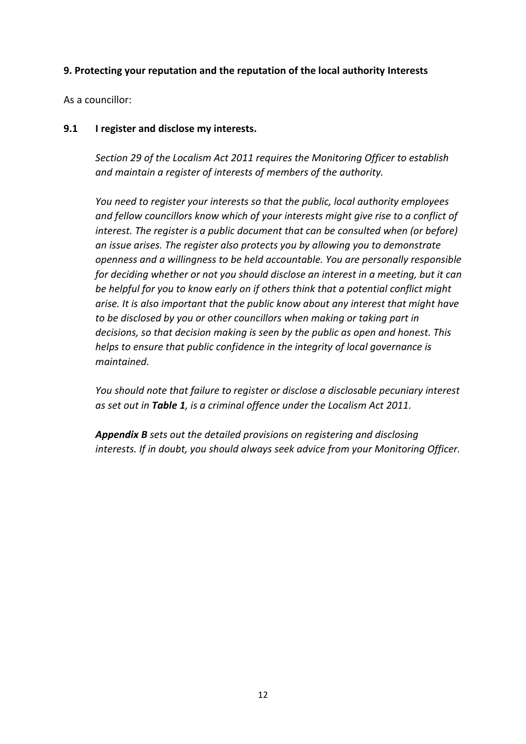## 9. Protecting your reputation and the reputation of the local authority Interests

As a councillor:

### 9.1 I register and disclose my interests.

*Section 29 of the Localism Act 2011 requires the Monitoring Officer to establish and maintain a register of interests of members of the authority.*

*You need to register your interests so that the public, local authority employees and fellow councillors know which of your interests might give rise to a conflict of interest. The register is a public document that can be consulted when (or before) an issue arises. The register also protects you by allowing you to demonstrate openness and a willingness to be held accountable. You are personally responsible for deciding whether or not you should disclose an interest in a meeting, but it can be helpful for you to know early on if others think that a potential conflict might arise. It is also important that the public know about any interest that might have to be disclosed by you or other councillors when making or taking part in decisions, so that decision making is seen by the public as open and honest. This helps to ensure that public confidence in the integrity of local governance is maintained.*

*You should note that failure to register or disclose a disclosable pecuniary interest as set out in **Table 1**, is a criminal offence under the Localism Act 2011.*

***Appendix B** sets out the detailed provisions on registering and disclosing interests. If in doubt, you should always seek advice from your Monitoring Officer.*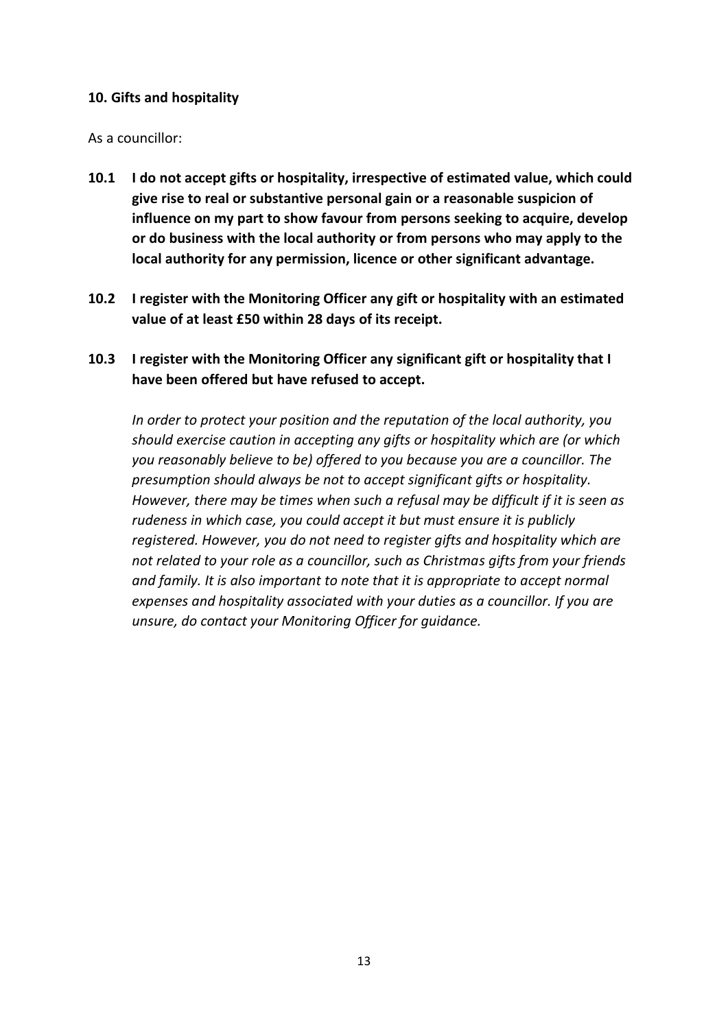## 10. Gifts and hospitality

As a councillor:

**10.1 I do not accept gifts or hospitality, irrespective of estimated value, which could give rise to real or substantive personal gain or a reasonable suspicion of influence on my part to show favour from persons seeking to acquire, develop or do business with the local authority or from persons who may apply to the local authority for any permission, licence or other significant advantage.**

**10.2 I register with the Monitoring Officer any gift or hospitality with an estimated value of at least £50 within 28 days of its receipt.**

**10.3 I register with the Monitoring Officer any significant gift or hospitality that I have been offered but have refused to accept.**

*In order to protect your position and the reputation of the local authority, you should exercise caution in accepting any gifts or hospitality which are (or which you reasonably believe to be) offered to you because you are a councillor. The presumption should always be not to accept significant gifts or hospitality. However, there may be times when such a refusal may be difficult if it is seen as rudeness in which case, you could accept it but must ensure it is publicly registered. However, you do not need to register gifts and hospitality which are not related to your role as a councillor, such as Christmas gifts from your friends and family. It is also important to note that it is appropriate to accept normal expenses and hospitality associated with your duties as a councillor. If you are unsure, do contact your Monitoring Officer for guidance.*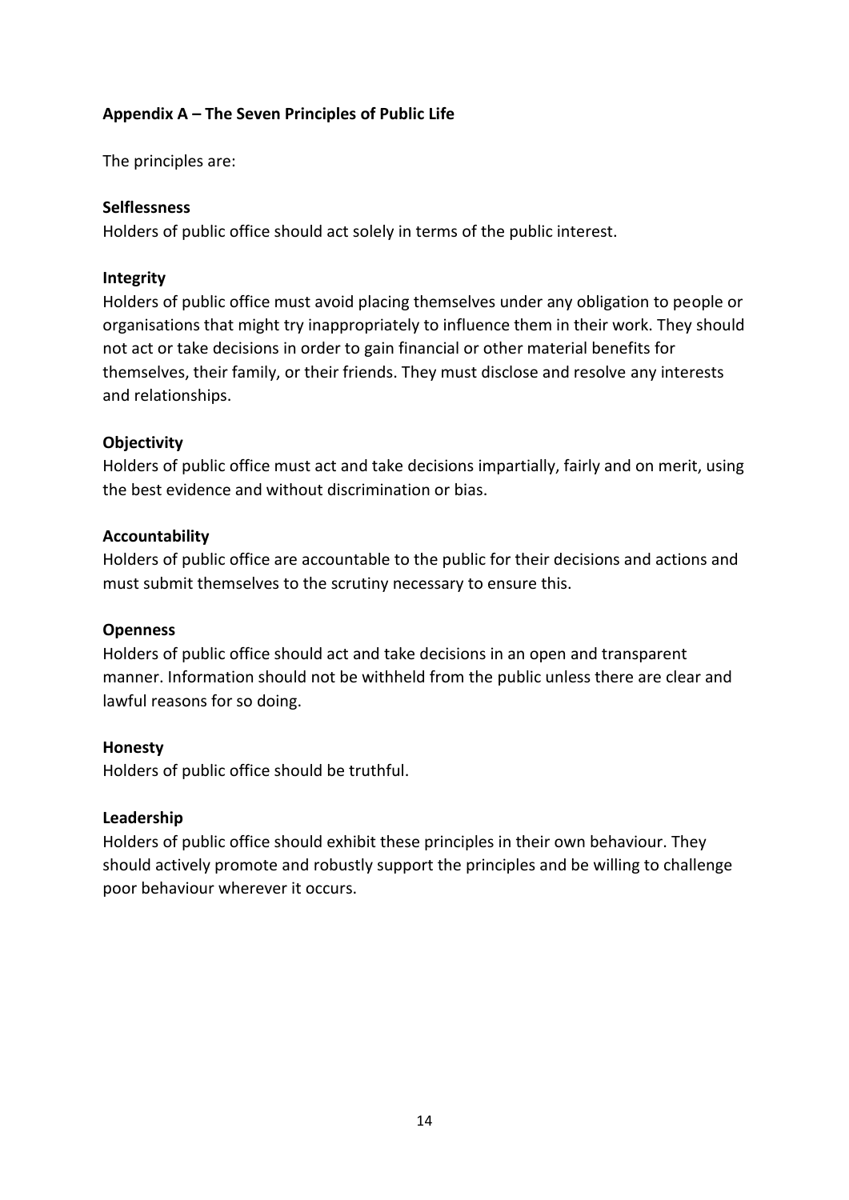## Appendix A – The Seven Principles of Public Life

The principles are:

**Selflessness**
Holders of public office should act solely in terms of the public interest.

**Integrity**
Holders of public office must avoid placing themselves under any obligation to people or organisations that might try inappropriately to influence them in their work. They should not act or take decisions in order to gain financial or other material benefits for themselves, their family, or their friends. They must disclose and resolve any interests and relationships.

**Objectivity**
Holders of public office must act and take decisions impartially, fairly and on merit, using the best evidence and without discrimination or bias.

**Accountability**
Holders of public office are accountable to the public for their decisions and actions and must submit themselves to the scrutiny necessary to ensure this.

**Openness**
Holders of public office should act and take decisions in an open and transparent manner. Information should not be withheld from the public unless there are clear and lawful reasons for so doing.

**Honesty**
Holders of public office should be truthful.

**Leadership**
Holders of public office should exhibit these principles in their own behaviour. They should actively promote and robustly support the principles and be willing to challenge poor behaviour wherever it occurs.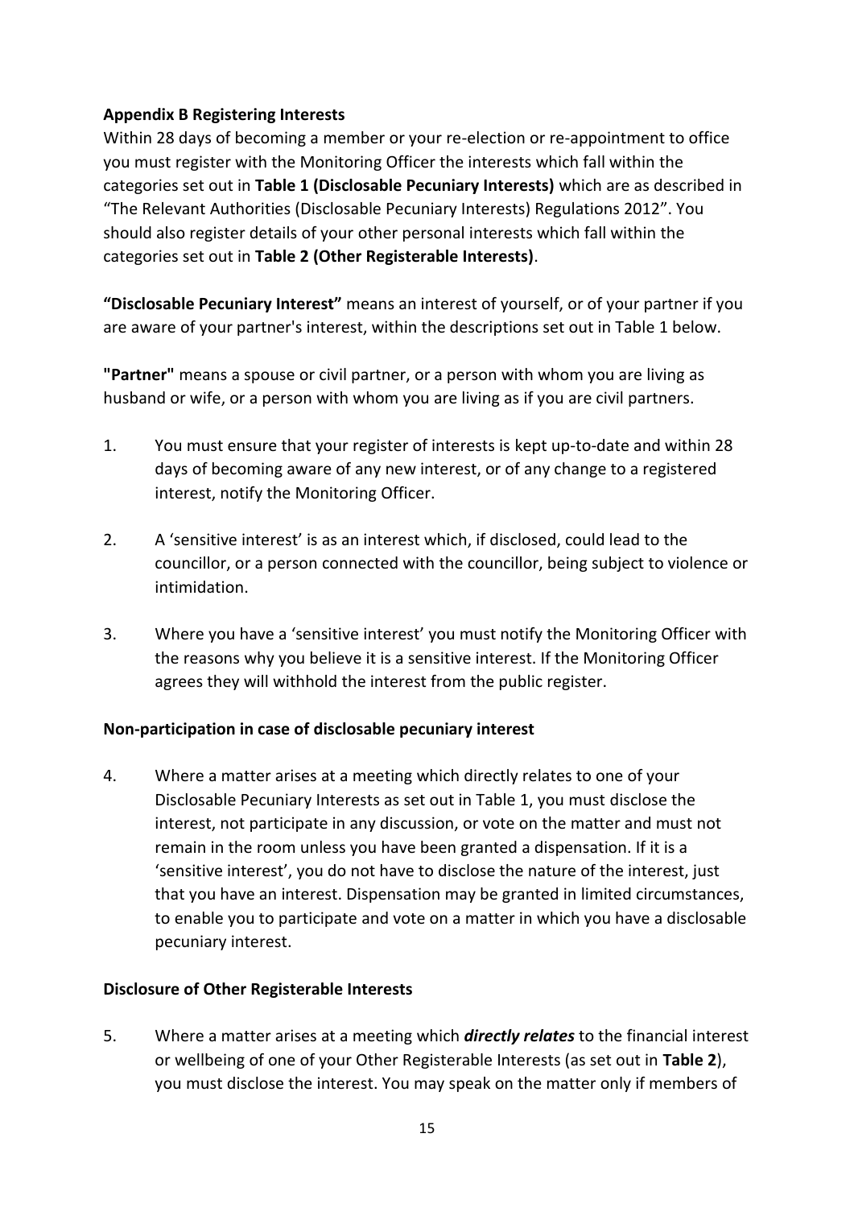**Appendix B Registering Interests**

Within 28 days of becoming a member or your re-election or re-appointment to office you must register with the Monitoring Officer the interests which fall within the categories set out in **Table 1 (Disclosable Pecuniary Interests)** which are as described in "The Relevant Authorities (Disclosable Pecuniary Interests) Regulations 2012". You should also register details of your other personal interests which fall within the categories set out in **Table 2 (Other Registerable Interests)**.

**"Disclosable Pecuniary Interest"** means an interest of yourself, or of your partner if you are aware of your partner's interest, within the descriptions set out in Table 1 below.

**"Partner"** means a spouse or civil partner, or a person with whom you are living as husband or wife, or a person with whom you are living as if you are civil partners.

1. You must ensure that your register of interests is kept up-to-date and within 28 days of becoming aware of any new interest, or of any change to a registered interest, notify the Monitoring Officer.

2. A 'sensitive interest' is as an interest which, if disclosed, could lead to the councillor, or a person connected with the councillor, being subject to violence or intimidation.

3. Where you have a 'sensitive interest' you must notify the Monitoring Officer with the reasons why you believe it is a sensitive interest. If the Monitoring Officer agrees they will withhold the interest from the public register.

**Non-participation in case of disclosable pecuniary interest**

4. Where a matter arises at a meeting which directly relates to one of your Disclosable Pecuniary Interests as set out in Table 1, you must disclose the interest, not participate in any discussion, or vote on the matter and must not remain in the room unless you have been granted a dispensation. If it is a 'sensitive interest', you do not have to disclose the nature of the interest, just that you have an interest. Dispensation may be granted in limited circumstances, to enable you to participate and vote on a matter in which you have a disclosable pecuniary interest.

**Disclosure of Other Registerable Interests**

5. Where a matter arises at a meeting which ***directly relates*** to the financial interest or wellbeing of one of your Other Registerable Interests (as set out in **Table 2**), you must disclose the interest. You may speak on the matter only if members of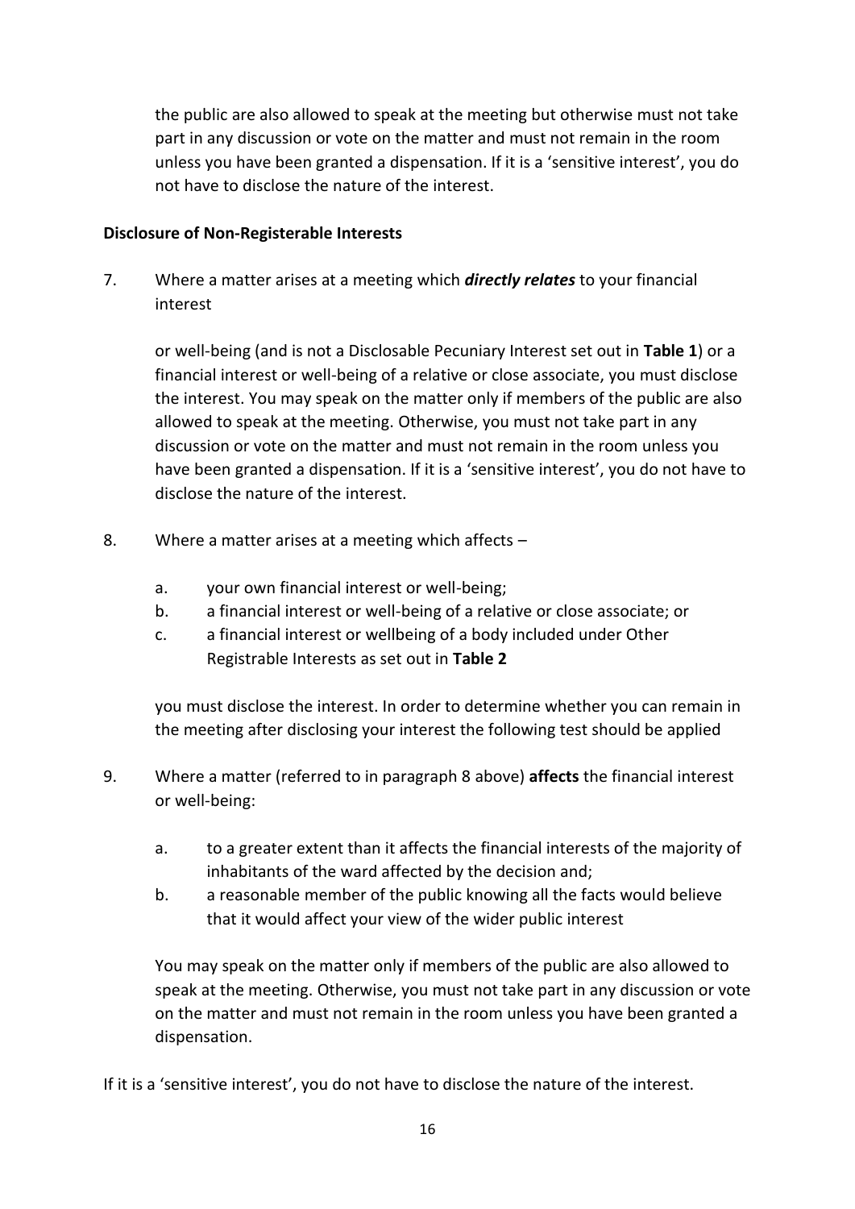the public are also allowed to speak at the meeting but otherwise must not take part in any discussion or vote on the matter and must not remain in the room unless you have been granted a dispensation. If it is a 'sensitive interest', you do not have to disclose the nature of the interest.

**Disclosure of Non-Registerable Interests**

7. Where a matter arises at a meeting which ***directly relates*** to your financial interest

   or well-being (and is not a Disclosable Pecuniary Interest set out in **Table 1**) or a financial interest or well-being of a relative or close associate, you must disclose the interest. You may speak on the matter only if members of the public are also allowed to speak at the meeting. Otherwise, you must not take part in any discussion or vote on the matter and must not remain in the room unless you have been granted a dispensation. If it is a 'sensitive interest', you do not have to disclose the nature of the interest.

8. Where a matter arises at a meeting which affects –

   a. your own financial interest or well-being;
   b. a financial interest or well-being of a relative or close associate; or
   c. a financial interest or wellbeing of a body included under Other Registrable Interests as set out in **Table 2**

   you must disclose the interest. In order to determine whether you can remain in the meeting after disclosing your interest the following test should be applied

9. Where a matter (referred to in paragraph 8 above) **affects** the financial interest or well-being:

   a. to a greater extent than it affects the financial interests of the majority of inhabitants of the ward affected by the decision and;
   b. a reasonable member of the public knowing all the facts would believe that it would affect your view of the wider public interest

   You may speak on the matter only if members of the public are also allowed to speak at the meeting. Otherwise, you must not take part in any discussion or vote on the matter and must not remain in the room unless you have been granted a dispensation.

If it is a 'sensitive interest', you do not have to disclose the nature of the interest.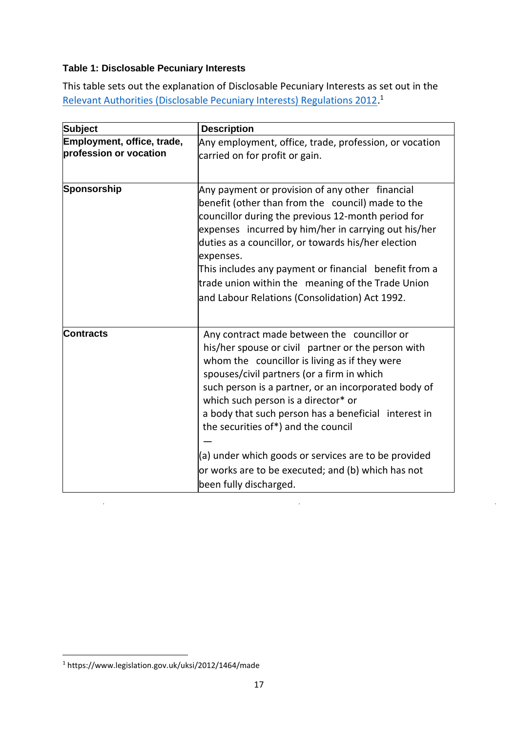**Table 1: Disclosable Pecuniary Interests**

This table sets out the explanation of Disclosable Pecuniary Interests as set out in the Relevant Authorities (Disclosable Pecuniary Interests) Regulations 2012.[1]

| Subject | Description |
| --- | --- |
| **Employment, office, trade, profession or vocation** | Any employment, office, trade, profession, or vocation carried on for profit or gain. |
| **Sponsorship** | Any payment or provision of any other financial benefit (other than from the council) made to the councillor during the previous 12-month period for expenses incurred by him/her in carrying out his/her duties as a councillor, or towards his/her election expenses. This includes any payment or financial benefit from a trade union within the meaning of the Trade Union and Labour Relations (Consolidation) Act 1992. |
| **Contracts** | Any contract made between the councillor or his/her spouse or civil partner or the person with whom the councillor is living as if they were spouses/civil partners (or a firm in which such person is a partner, or an incorporated body of which such person is a director* or a body that such person has a beneficial interest in the securities of*) and the council — (a) under which goods or services are to be provided or works are to be executed; and (b) which has not been fully discharged. |

[1] https://www.legislation.gov.uk/uksi/2012/1464/made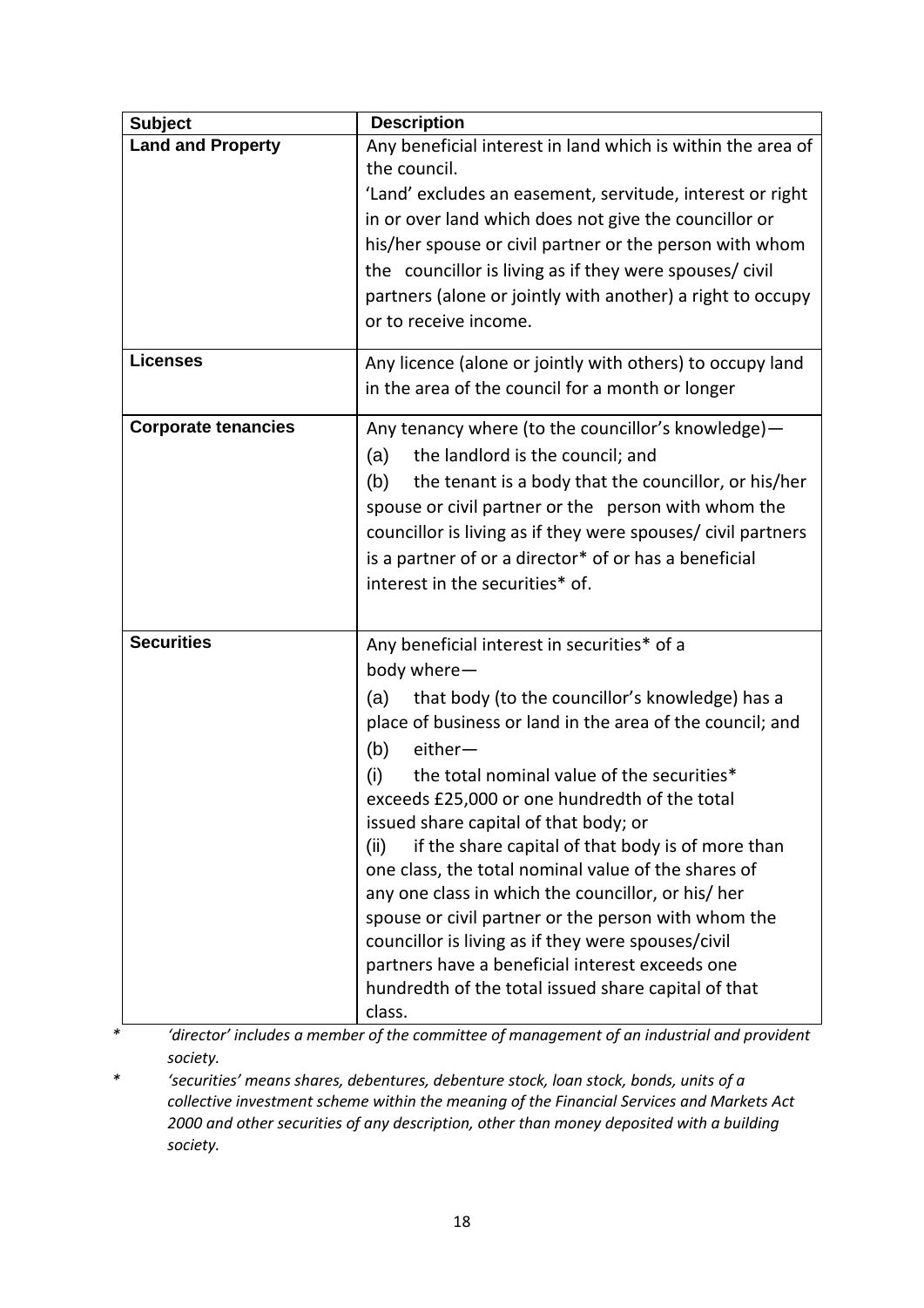| Subject | Description |
|---|---|
| **Land and Property** | Any beneficial interest in land which is within the area of the council.<br>'Land' excludes an easement, servitude, interest or right in or over land which does not give the councillor or his/her spouse or civil partner or the person with whom the councillor is living as if they were spouses/ civil partners (alone or jointly with another) a right to occupy or to receive income. |
| **Licenses** | Any licence (alone or jointly with others) to occupy land in the area of the council for a month or longer |
| **Corporate tenancies** | Any tenancy where (to the councillor's knowledge)—<br>(a) the landlord is the council; and<br>(b) the tenant is a body that the councillor, or his/her spouse or civil partner or the person with whom the councillor is living as if they were spouses/ civil partners is a partner of or a director* of or has a beneficial interest in the securities* of. |
| **Securities** | Any beneficial interest in securities* of a body where—<br>(a) that body (to the councillor's knowledge) has a place of business or land in the area of the council; and<br>(b) either—<br>(i) the total nominal value of the securities* exceeds £25,000 or one hundredth of the total issued share capital of that body; or<br>(ii) if the share capital of that body is of more than one class, the total nominal value of the shares of any one class in which the councillor, or his/ her spouse or civil partner or the person with whom the councillor is living as if they were spouses/civil partners have a beneficial interest exceeds one hundredth of the total issued share capital of that class. |

\* *'director' includes a member of the committee of management of an industrial and provident society.*

\* *'securities' means shares, debentures, debenture stock, loan stock, bonds, units of a collective investment scheme within the meaning of the Financial Services and Markets Act 2000 and other securities of any description, other than money deposited with a building society.*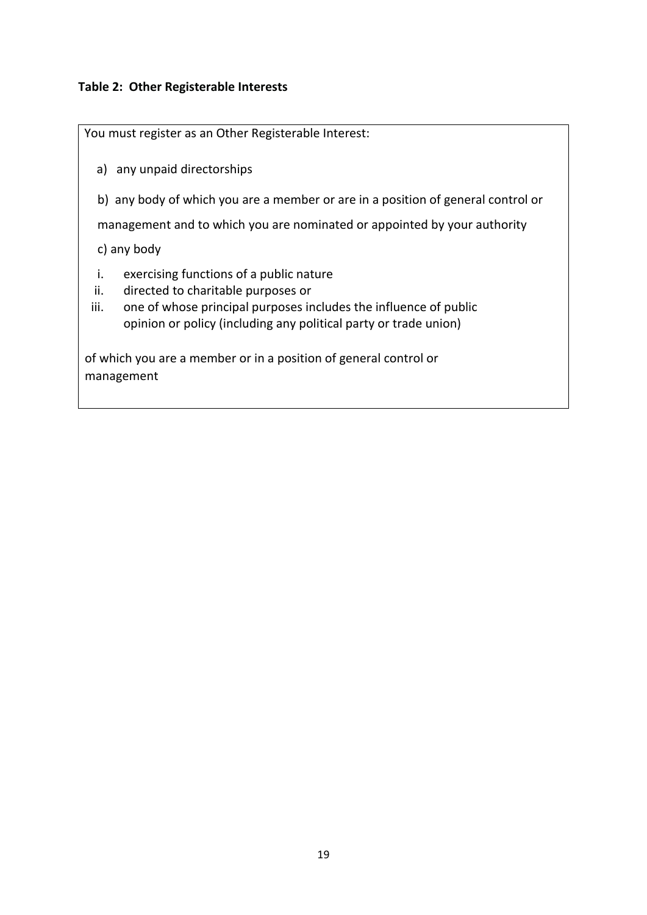**Table 2: Other Registerable Interests**

You must register as an Other Registerable Interest:

a) any unpaid directorships

b) any body of which you are a member or are in a position of general control or management and to which you are nominated or appointed by your authority

c) any body

i. exercising functions of a public nature
ii. directed to charitable purposes or
iii. one of whose principal purposes includes the influence of public opinion or policy (including any political party or trade union)

of which you are a member or in a position of general control or management